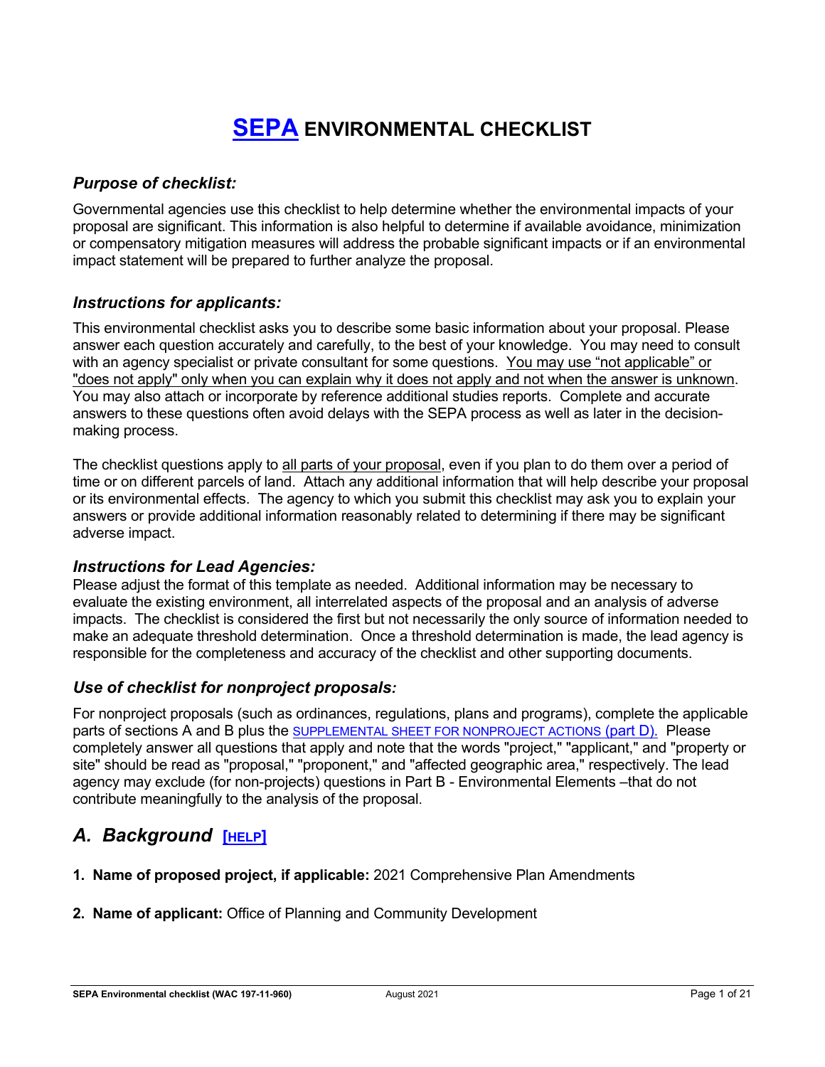# SEPA ENVIRONMENTAL CHECKLIST

### *Purpose of checklist:*

Governmental agencies use this checklist to help determine whether the environmental impacts of your proposal are significant. This information is also helpful to determine if available avoidance, minimization or compensatory mitigation measures will address the probable significant impacts or if an environmental impact statement will be prepared to further analyze the proposal.

### *Instructions for applicants:*

This environmental checklist asks you to describe some basic information about your proposal. Please answer each question accurately and carefully, to the best of your knowledge. You may need to consult with an agency specialist or private consultant for some questions. You may use "not applicable" or "does not apply" only when you can explain why it does not apply and not when the answer is unknown. You may also attach or incorporate by reference additional studies reports. Complete and accurate answers to these questions often avoid delays with the SEPA process as well as later in the decision-making process.

The checklist questions apply to all parts of your proposal, even if you plan to do them over a period of time or on different parcels of land. Attach any additional information that will help describe your proposal or its environmental effects. The agency to which you submit this checklist may ask you to explain your answers or provide additional information reasonably related to determining if there may be significant adverse impact.

### *Instructions for Lead Agencies:*

Please adjust the format of this template as needed. Additional information may be necessary to evaluate the existing environment, all interrelated aspects of the proposal and an analysis of adverse impacts. The checklist is considered the first but not necessarily the only source of information needed to make an adequate threshold determination. Once a threshold determination is made, the lead agency is responsible for the completeness and accuracy of the checklist and other supporting documents.

### *Use of checklist for nonproject proposals:*

For nonproject proposals (such as ordinances, regulations, plans and programs), complete the applicable parts of sections A and B plus the SUPPLEMENTAL SHEET FOR NONPROJECT ACTIONS (part D). Please completely answer all questions that apply and note that the words "project," "applicant," and "property or site" should be read as "proposal," "proponent," and "affected geographic area," respectively. The lead agency may exclude (for non-projects) questions in Part B - Environmental Elements –that do not contribute meaningfully to the analysis of the proposal.

## *A. Background* [HELP]

1. **Name of proposed project, if applicable:** 2021 Comprehensive Plan Amendments

2. **Name of applicant:** Office of Planning and Community Development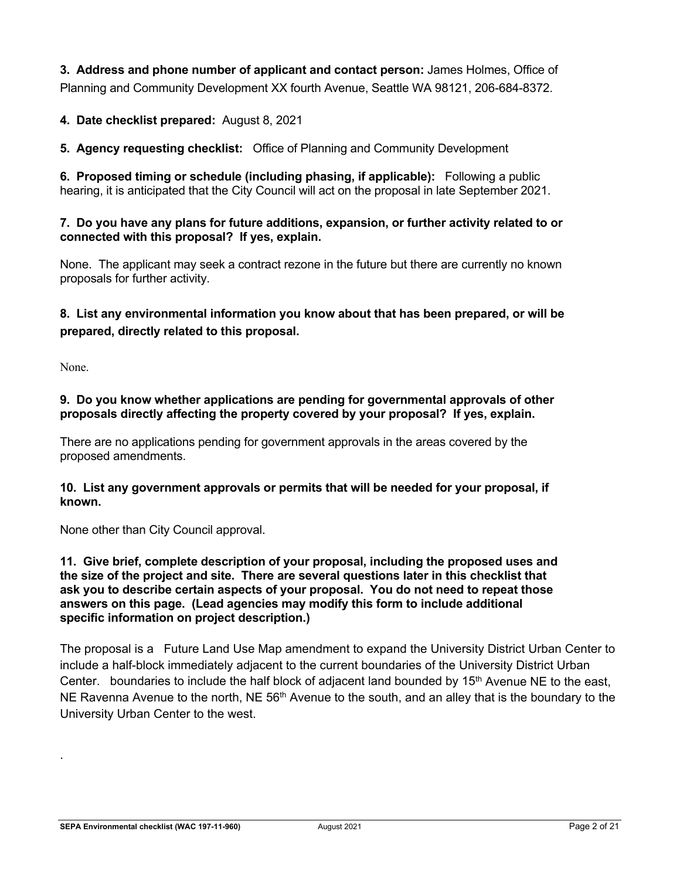**3. Address and phone number of applicant and contact person:** James Holmes, Office of Planning and Community Development XX fourth Avenue, Seattle WA 98121, 206-684-8372.

**4. Date checklist prepared:** August 8, 2021

**5. Agency requesting checklist:** Office of Planning and Community Development

**6. Proposed timing or schedule (including phasing, if applicable):** Following a public hearing, it is anticipated that the City Council will act on the proposal in late September 2021.

**7. Do you have any plans for future additions, expansion, or further activity related to or connected with this proposal? If yes, explain.**

None. The applicant may seek a contract rezone in the future but there are currently no known proposals for further activity.

**8. List any environmental information you know about that has been prepared, or will be prepared, directly related to this proposal.**

None.

**9. Do you know whether applications are pending for governmental approvals of other proposals directly affecting the property covered by your proposal? If yes, explain.**

There are no applications pending for government approvals in the areas covered by the proposed amendments.

**10. List any government approvals or permits that will be needed for your proposal, if known.**

None other than City Council approval.

**11. Give brief, complete description of your proposal, including the proposed uses and the size of the project and site. There are several questions later in this checklist that ask you to describe certain aspects of your proposal. You do not need to repeat those answers on this page. (Lead agencies may modify this form to include additional specific information on project description.)**

The proposal is a Future Land Use Map amendment to expand the University District Urban Center to include a half-block immediately adjacent to the current boundaries of the University District Urban Center. boundaries to include the half block of adjacent land bounded by 15th Avenue NE to the east, NE Ravenna Avenue to the north, NE 56th Avenue to the south, and an alley that is the boundary to the University Urban Center to the west.

.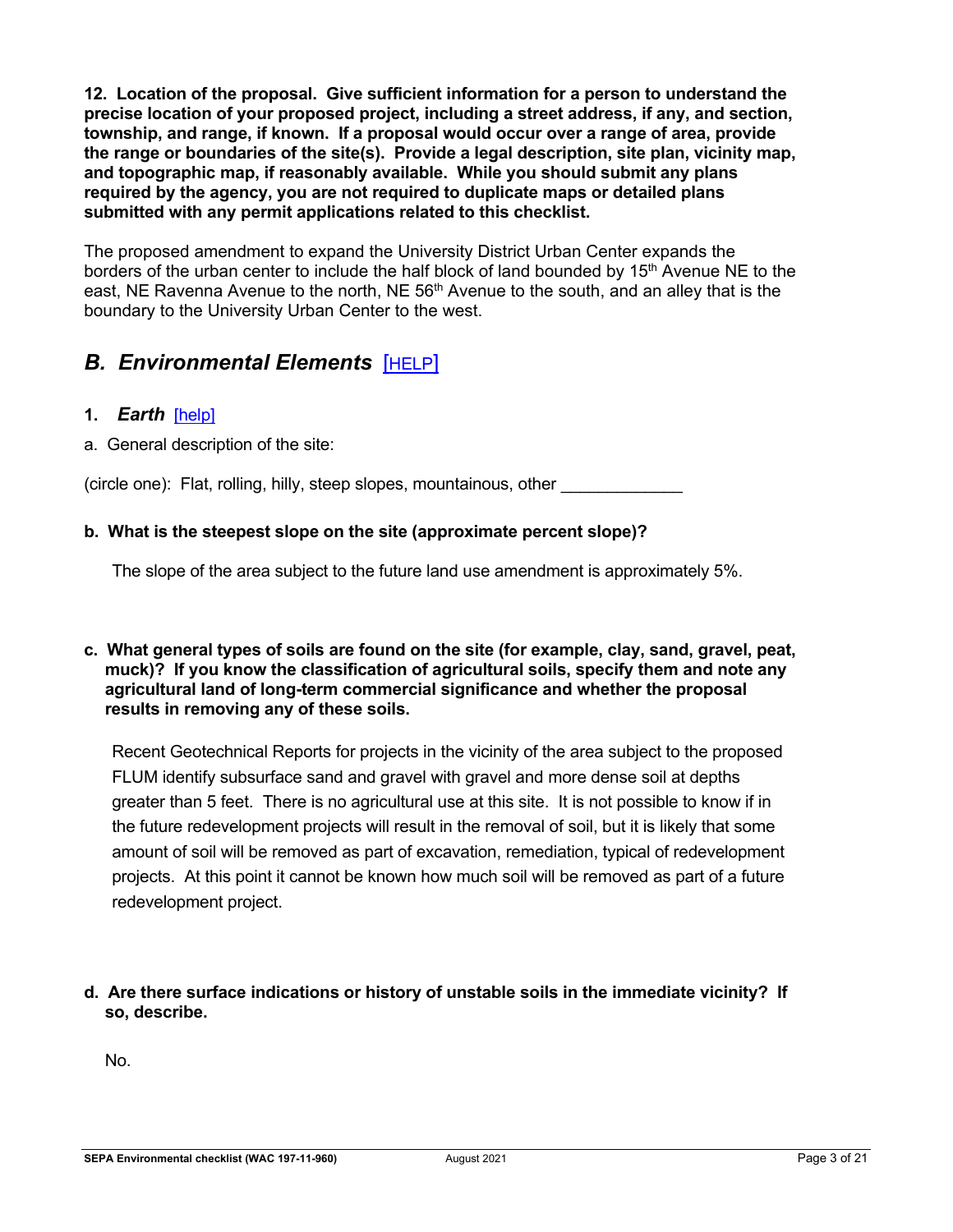**12. Location of the proposal. Give sufficient information for a person to understand the precise location of your proposed project, including a street address, if any, and section, township, and range, if known. If a proposal would occur over a range of area, provide the range or boundaries of the site(s). Provide a legal description, site plan, vicinity map, and topographic map, if reasonably available. While you should submit any plans required by the agency, you are not required to duplicate maps or detailed plans submitted with any permit applications related to this checklist.**

The proposed amendment to expand the University District Urban Center expands the borders of the urban center to include the half block of land bounded by 15th Avenue NE to the east, NE Ravenna Avenue to the north, NE 56th Avenue to the south, and an alley that is the boundary to the University Urban Center to the west.

## *B. Environmental Elements* [HELP]

### 1. *Earth* [help]

a. General description of the site:

(circle one): Flat, rolling, hilly, steep slopes, mountainous, other _____________

**b. What is the steepest slope on the site (approximate percent slope)?**

The slope of the area subject to the future land use amendment is approximately 5%.

**c. What general types of soils are found on the site (for example, clay, sand, gravel, peat, muck)? If you know the classification of agricultural soils, specify them and note any agricultural land of long-term commercial significance and whether the proposal results in removing any of these soils.**

Recent Geotechnical Reports for projects in the vicinity of the area subject to the proposed FLUM identify subsurface sand and gravel with gravel and more dense soil at depths greater than 5 feet. There is no agricultural use at this site. It is not possible to know if in the future redevelopment projects will result in the removal of soil, but it is likely that some amount of soil will be removed as part of excavation, remediation, typical of redevelopment projects. At this point it cannot be known how much soil will be removed as part of a future redevelopment project.

**d. Are there surface indications or history of unstable soils in the immediate vicinity? If so, describe.**

No.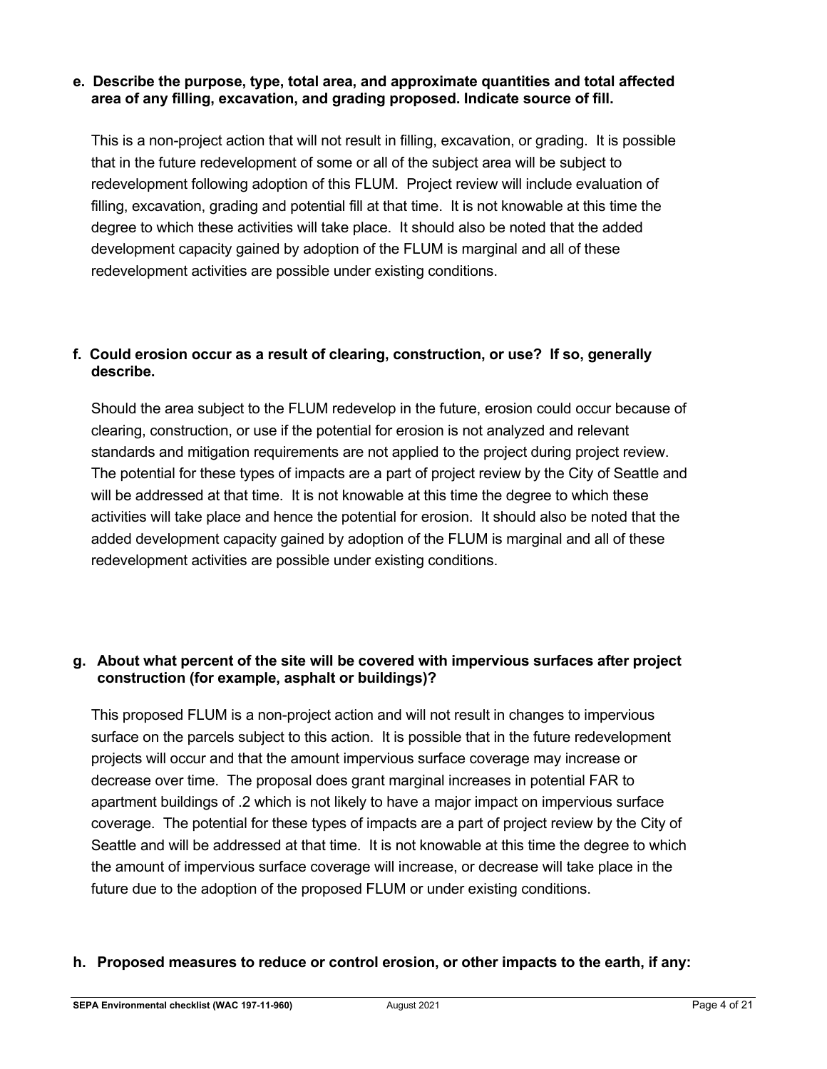**e. Describe the purpose, type, total area, and approximate quantities and total affected area of any filling, excavation, and grading proposed. Indicate source of fill.**

This is a non-project action that will not result in filling, excavation, or grading. It is possible that in the future redevelopment of some or all of the subject area will be subject to redevelopment following adoption of this FLUM. Project review will include evaluation of filling, excavation, grading and potential fill at that time. It is not knowable at this time the degree to which these activities will take place. It should also be noted that the added development capacity gained by adoption of the FLUM is marginal and all of these redevelopment activities are possible under existing conditions.

**f. Could erosion occur as a result of clearing, construction, or use? If so, generally describe.**

Should the area subject to the FLUM redevelop in the future, erosion could occur because of clearing, construction, or use if the potential for erosion is not analyzed and relevant standards and mitigation requirements are not applied to the project during project review. The potential for these types of impacts are a part of project review by the City of Seattle and will be addressed at that time. It is not knowable at this time the degree to which these activities will take place and hence the potential for erosion. It should also be noted that the added development capacity gained by adoption of the FLUM is marginal and all of these redevelopment activities are possible under existing conditions.

**g. About what percent of the site will be covered with impervious surfaces after project construction (for example, asphalt or buildings)?**

This proposed FLUM is a non-project action and will not result in changes to impervious surface on the parcels subject to this action. It is possible that in the future redevelopment projects will occur and that the amount impervious surface coverage may increase or decrease over time. The proposal does grant marginal increases in potential FAR to apartment buildings of .2 which is not likely to have a major impact on impervious surface coverage. The potential for these types of impacts are a part of project review by the City of Seattle and will be addressed at that time. It is not knowable at this time the degree to which the amount of impervious surface coverage will increase, or decrease will take place in the future due to the adoption of the proposed FLUM or under existing conditions.

**h. Proposed measures to reduce or control erosion, or other impacts to the earth, if any:**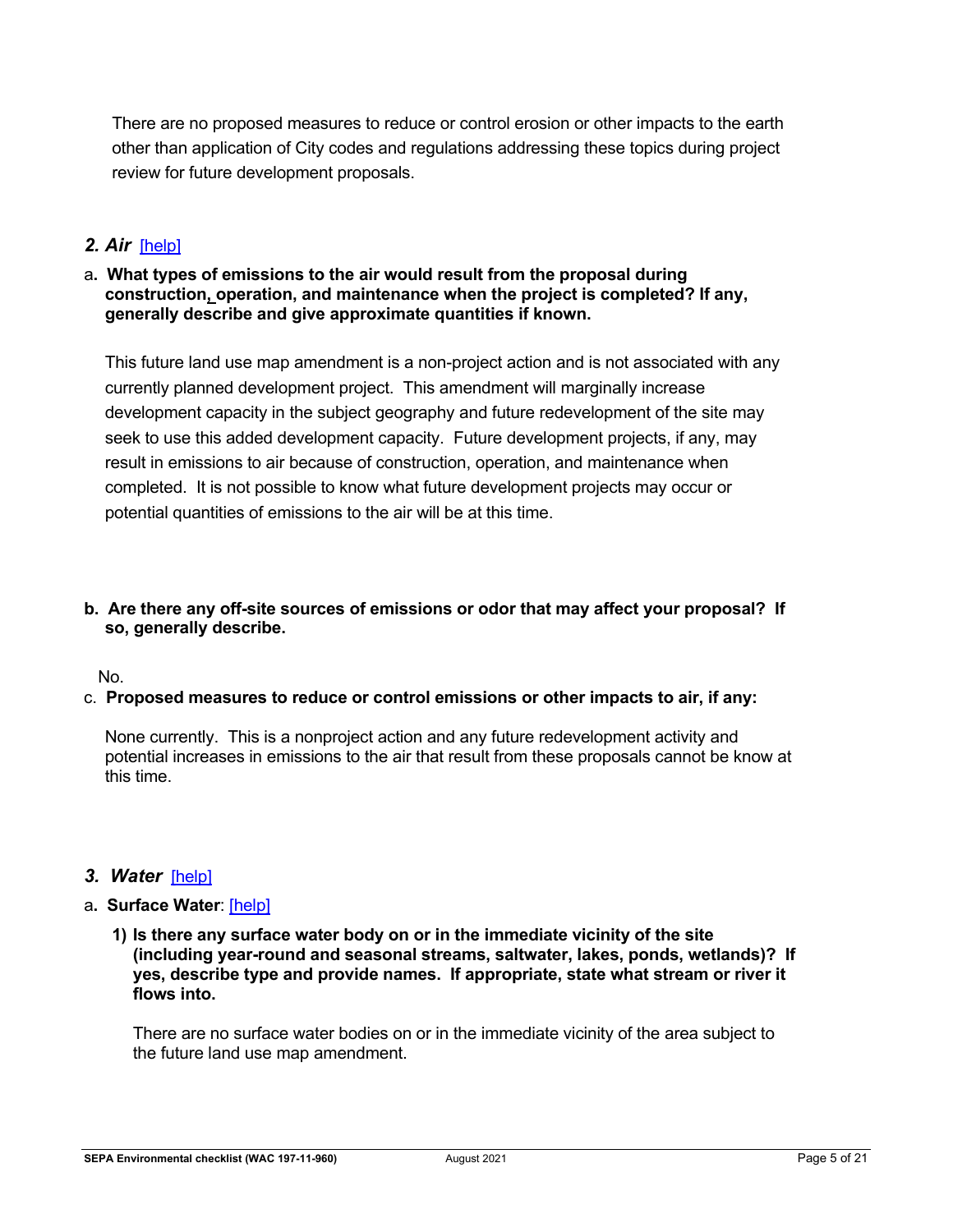There are no proposed measures to reduce or control erosion or other impacts to the earth other than application of City codes and regulations addressing these topics during project review for future development proposals.

## *2. Air* [help]

a**. What types of emissions to the air would result from the proposal during construction, operation, and maintenance when the project is completed? If any, generally describe and give approximate quantities if known.**

This future land use map amendment is a non-project action and is not associated with any currently planned development project. This amendment will marginally increase development capacity in the subject geography and future redevelopment of the site may seek to use this added development capacity. Future development projects, if any, may result in emissions to air because of construction, operation, and maintenance when completed. It is not possible to know what future development projects may occur or potential quantities of emissions to the air will be at this time.

**b. Are there any off-site sources of emissions or odor that may affect your proposal? If so, generally describe.**

No.

c. **Proposed measures to reduce or control emissions or other impacts to air, if any:**

None currently. This is a nonproject action and any future redevelopment activity and potential increases in emissions to the air that result from these proposals cannot be know at this time.

## *3. Water* [help]

a**. Surface Water**: [help]

**1) Is there any surface water body on or in the immediate vicinity of the site (including year-round and seasonal streams, saltwater, lakes, ponds, wetlands)? If yes, describe type and provide names. If appropriate, state what stream or river it flows into.**

There are no surface water bodies on or in the immediate vicinity of the area subject to the future land use map amendment.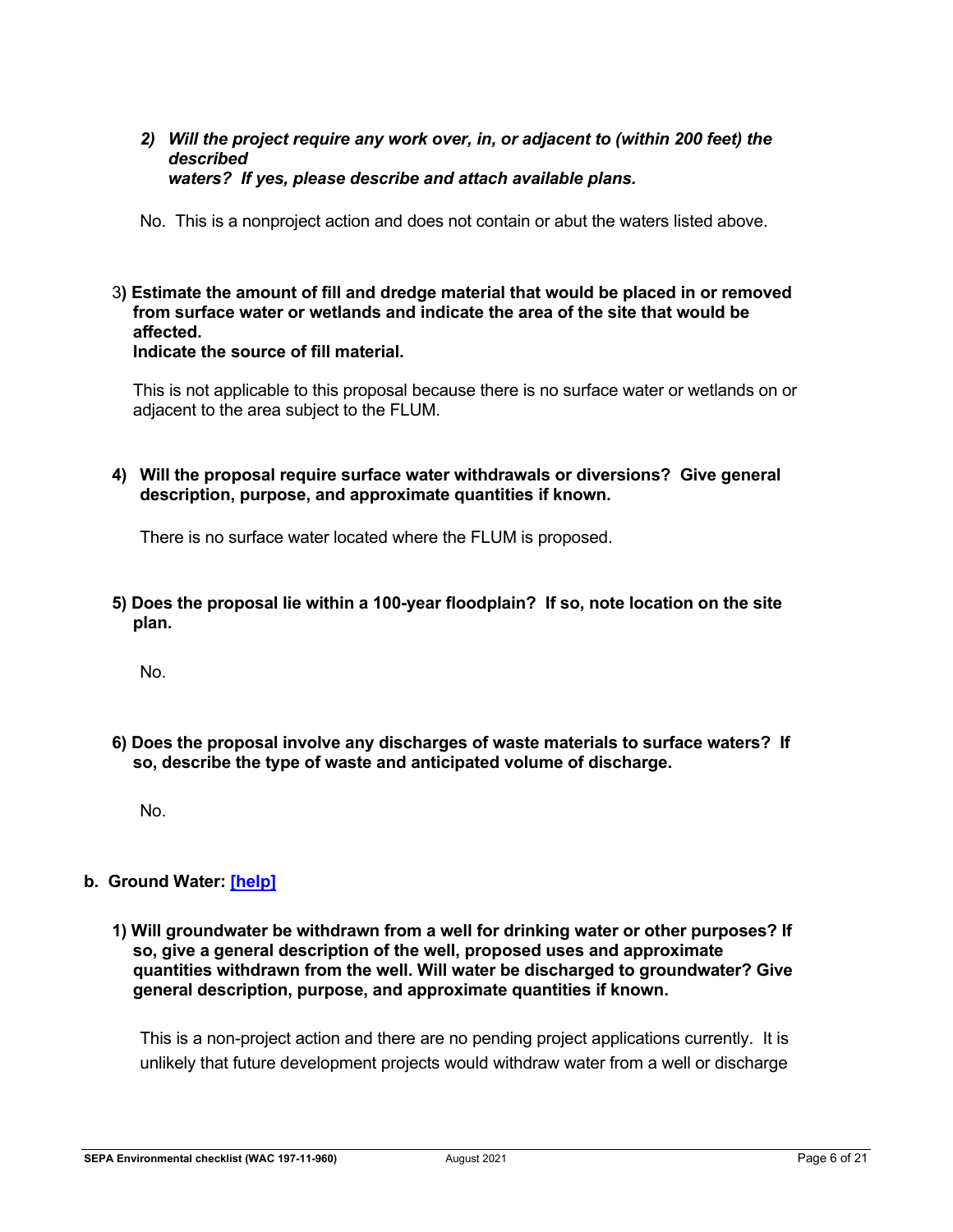*2) **Will the project require any work over, in, or adjacent to (within 200 feet) the described waters? If yes, please describe and attach available plans.***

No. This is a nonproject action and does not contain or abut the waters listed above.

**3) Estimate the amount of fill and dredge material that would be placed in or removed from surface water or wetlands and indicate the area of the site that would be affected. Indicate the source of fill material.**

This is not applicable to this proposal because there is no surface water or wetlands on or adjacent to the area subject to the FLUM.

**4) Will the proposal require surface water withdrawals or diversions? Give general description, purpose, and approximate quantities if known.**

There is no surface water located where the FLUM is proposed.

**5) Does the proposal lie within a 100-year floodplain? If so, note location on the site plan.**

No.

**6) Does the proposal involve any discharges of waste materials to surface waters? If so, describe the type of waste and anticipated volume of discharge.**

No.

**b. Ground Water: [help]**

**1) Will groundwater be withdrawn from a well for drinking water or other purposes? If so, give a general description of the well, proposed uses and approximate quantities withdrawn from the well. Will water be discharged to groundwater? Give general description, purpose, and approximate quantities if known.**

This is a non-project action and there are no pending project applications currently. It is unlikely that future development projects would withdraw water from a well or discharge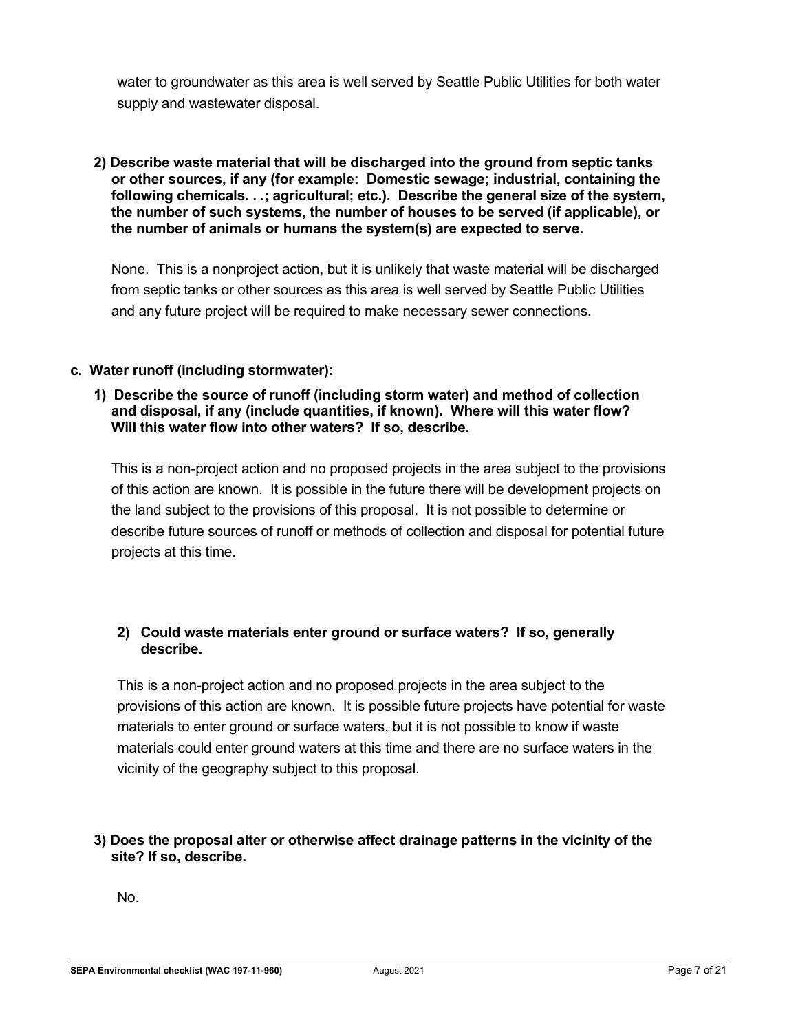water to groundwater as this area is well served by Seattle Public Utilities for both water supply and wastewater disposal.

**2) Describe waste material that will be discharged into the ground from septic tanks or other sources, if any (for example: Domestic sewage; industrial, containing the following chemicals. . .; agricultural; etc.). Describe the general size of the system, the number of such systems, the number of houses to be served (if applicable), or the number of animals or humans the system(s) are expected to serve.**

None. This is a nonproject action, but it is unlikely that waste material will be discharged from septic tanks or other sources as this area is well served by Seattle Public Utilities and any future project will be required to make necessary sewer connections.

**c. Water runoff (including stormwater):**

**1) Describe the source of runoff (including storm water) and method of collection and disposal, if any (include quantities, if known). Where will this water flow? Will this water flow into other waters? If so, describe.**

This is a non-project action and no proposed projects in the area subject to the provisions of this action are known. It is possible in the future there will be development projects on the land subject to the provisions of this proposal. It is not possible to determine or describe future sources of runoff or methods of collection and disposal for potential future projects at this time.

**2) Could waste materials enter ground or surface waters? If so, generally describe.**

This is a non-project action and no proposed projects in the area subject to the provisions of this action are known. It is possible future projects have potential for waste materials to enter ground or surface waters, but it is not possible to know if waste materials could enter ground waters at this time and there are no surface waters in the vicinity of the geography subject to this proposal.

**3) Does the proposal alter or otherwise affect drainage patterns in the vicinity of the site? If so, describe.**

No.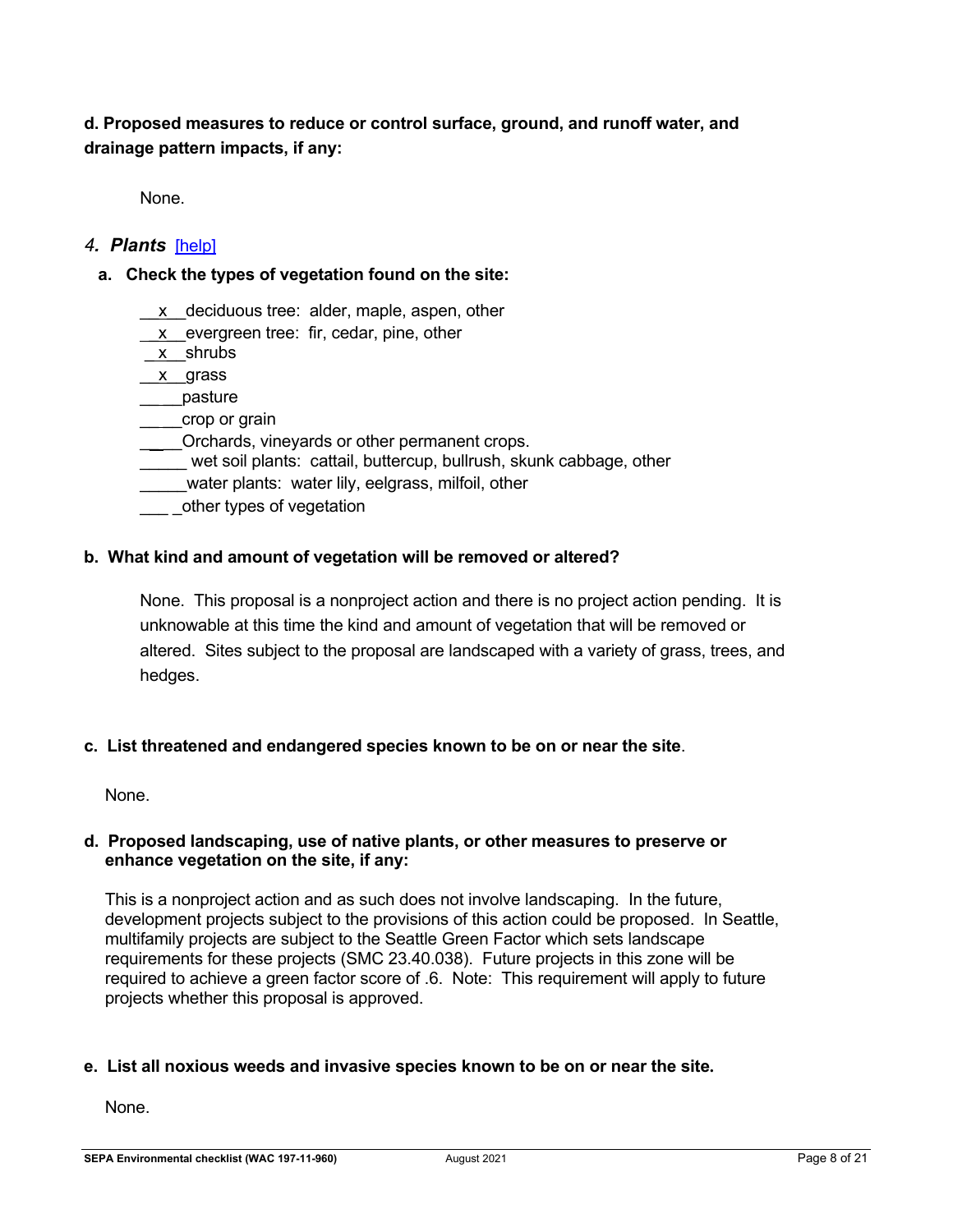**d. Proposed measures to reduce or control surface, ground, and runoff water, and drainage pattern impacts, if any:**

None.

### *4. Plants* [help]

**a. Check the types of vegetation found on the site:**

__x__deciduous tree: alder, maple, aspen, other
__x__evergreen tree: fir, cedar, pine, other
__x__shrubs
__x__grass
_____pasture
_____crop or grain
_____Orchards, vineyards or other permanent crops.
_____ wet soil plants: cattail, buttercup, bullrush, skunk cabbage, other
_____water plants: water lily, eelgrass, milfoil, other
____ _other types of vegetation

**b. What kind and amount of vegetation will be removed or altered?**

None. This proposal is a nonproject action and there is no project action pending. It is unknowable at this time the kind and amount of vegetation that will be removed or altered. Sites subject to the proposal are landscaped with a variety of grass, trees, and hedges.

**c. List threatened and endangered species known to be on or near the site.**

None.

**d. Proposed landscaping, use of native plants, or other measures to preserve or enhance vegetation on the site, if any:**

This is a nonproject action and as such does not involve landscaping. In the future, development projects subject to the provisions of this action could be proposed. In Seattle, multifamily projects are subject to the Seattle Green Factor which sets landscape requirements for these projects (SMC 23.40.038). Future projects in this zone will be required to achieve a green factor score of .6. Note: This requirement will apply to future projects whether this proposal is approved.

**e. List all noxious weeds and invasive species known to be on or near the site.**

None.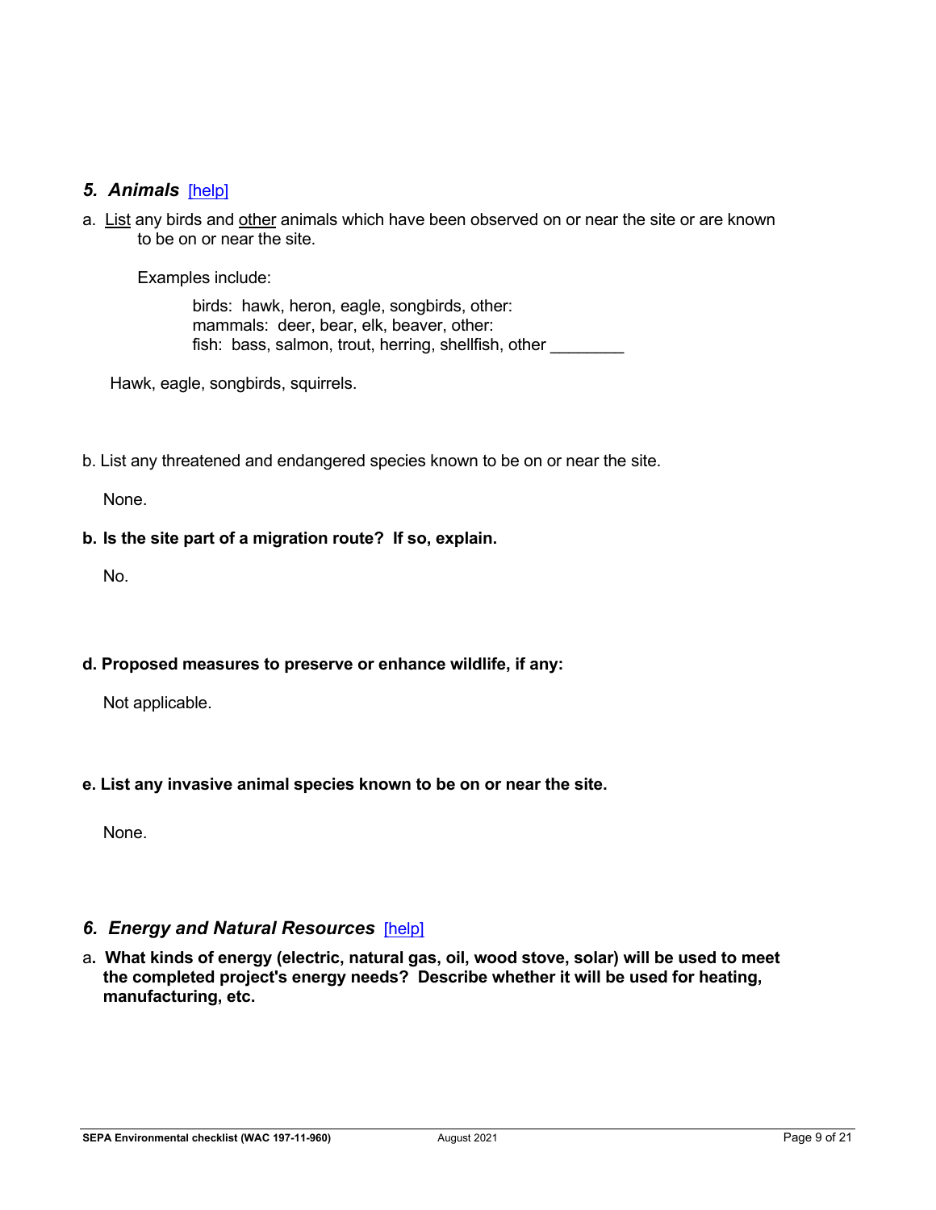## *5. Animals* [help]

a. <u>List</u> any birds and <u>other</u> animals which have been observed on or near the site or are known to be on or near the site.

Examples include:

birds: hawk, heron, eagle, songbirds, other:
mammals: deer, bear, elk, beaver, other:
fish: bass, salmon, trout, herring, shellfish, other ________

Hawk, eagle, songbirds, squirrels.

b. List any threatened and endangered species known to be on or near the site.

None.

**b. Is the site part of a migration route? If so, explain.**

No.

**d. Proposed measures to preserve or enhance wildlife, if any:**

Not applicable.

**e. List any invasive animal species known to be on or near the site.**

None.

## *6. Energy and Natural Resources* [help]

**a. What kinds of energy (electric, natural gas, oil, wood stove, solar) will be used to meet the completed project's energy needs? Describe whether it will be used for heating, manufacturing, etc.**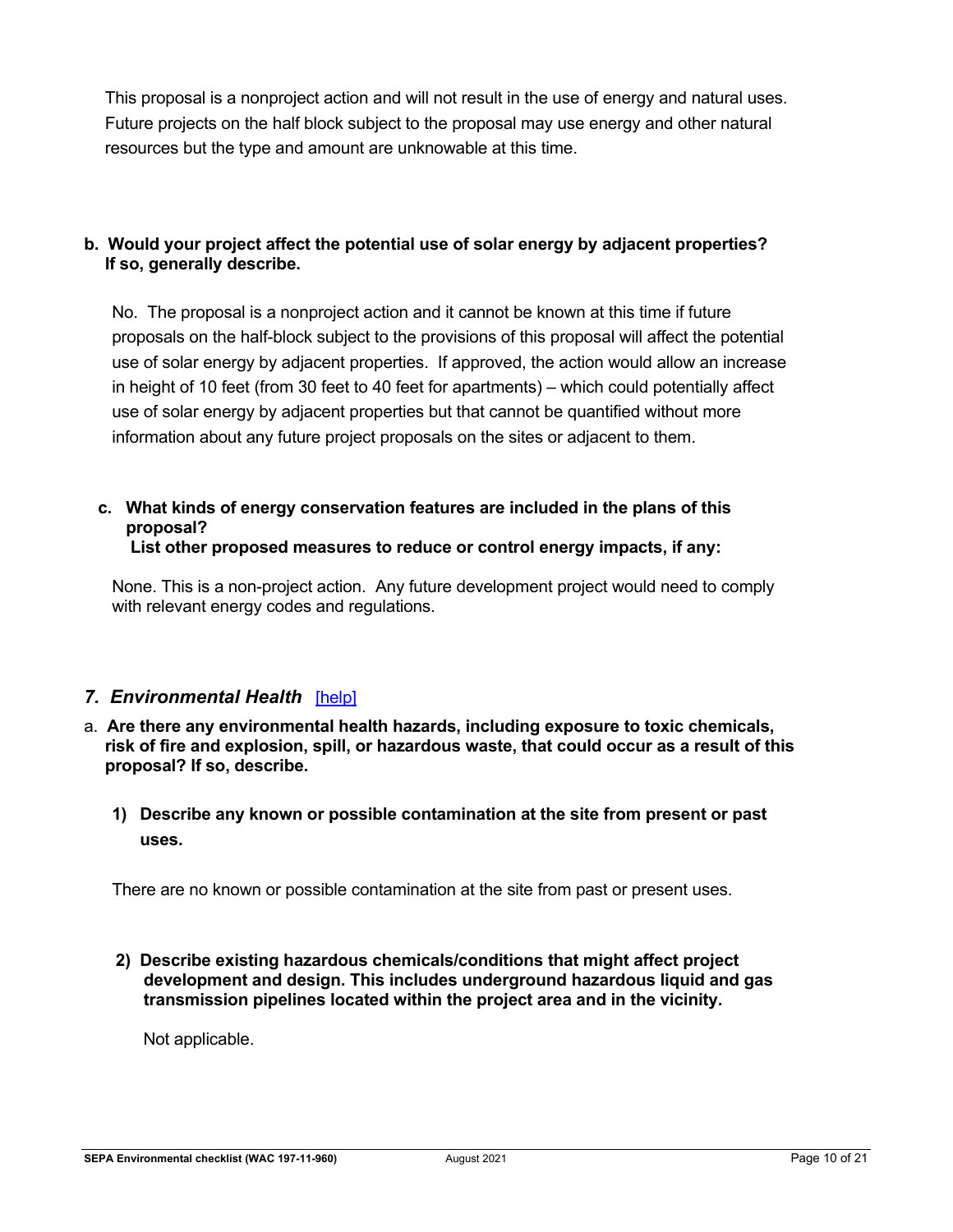This proposal is a nonproject action and will not result in the use of energy and natural uses. Future projects on the half block subject to the proposal may use energy and other natural resources but the type and amount are unknowable at this time.

**b. Would your project affect the potential use of solar energy by adjacent properties? If so, generally describe.**

No. The proposal is a nonproject action and it cannot be known at this time if future proposals on the half-block subject to the provisions of this proposal will affect the potential use of solar energy by adjacent properties. If approved, the action would allow an increase in height of 10 feet (from 30 feet to 40 feet for apartments) – which could potentially affect use of solar energy by adjacent properties but that cannot be quantified without more information about any future project proposals on the sites or adjacent to them.

**c. What kinds of energy conservation features are included in the plans of this proposal?**
**List other proposed measures to reduce or control energy impacts, if any:**

None. This is a non-project action. Any future development project would need to comply with relevant energy codes and regulations.

## *7. Environmental Health* [help]

a. **Are there any environmental health hazards, including exposure to toxic chemicals, risk of fire and explosion, spill, or hazardous waste, that could occur as a result of this proposal? If so, describe.**

**1) Describe any known or possible contamination at the site from present or past uses.**

There are no known or possible contamination at the site from past or present uses.

**2) Describe existing hazardous chemicals/conditions that might affect project development and design. This includes underground hazardous liquid and gas transmission pipelines located within the project area and in the vicinity.**

Not applicable.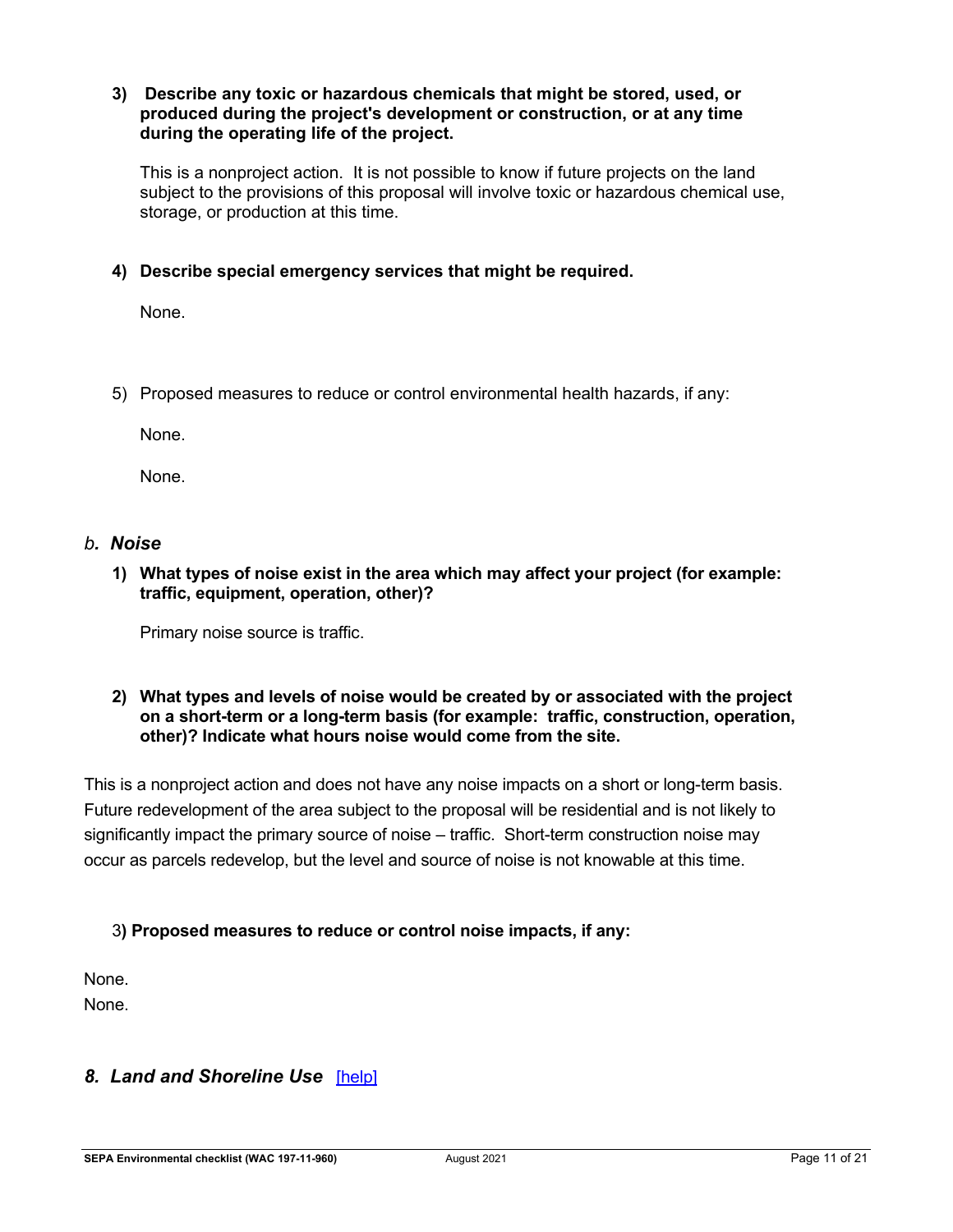**3) Describe any toxic or hazardous chemicals that might be stored, used, or produced during the project's development or construction, or at any time during the operating life of the project.**

This is a nonproject action. It is not possible to know if future projects on the land subject to the provisions of this proposal will involve toxic or hazardous chemical use, storage, or production at this time.

**4) Describe special emergency services that might be required.**

None.

5) Proposed measures to reduce or control environmental health hazards, if any:

None.

None.

### *b. Noise*

**1) What types of noise exist in the area which may affect your project (for example: traffic, equipment, operation, other)?**

Primary noise source is traffic.

**2) What types and levels of noise would be created by or associated with the project on a short-term or a long-term basis (for example: traffic, construction, operation, other)? Indicate what hours noise would come from the site.**

This is a nonproject action and does not have any noise impacts on a short or long-term basis. Future redevelopment of the area subject to the proposal will be residential and is not likely to significantly impact the primary source of noise – traffic. Short-term construction noise may occur as parcels redevelop, but the level and source of noise is not knowable at this time.

3**) Proposed measures to reduce or control noise impacts, if any:**

None.
None.

## *8. Land and Shoreline Use* [help]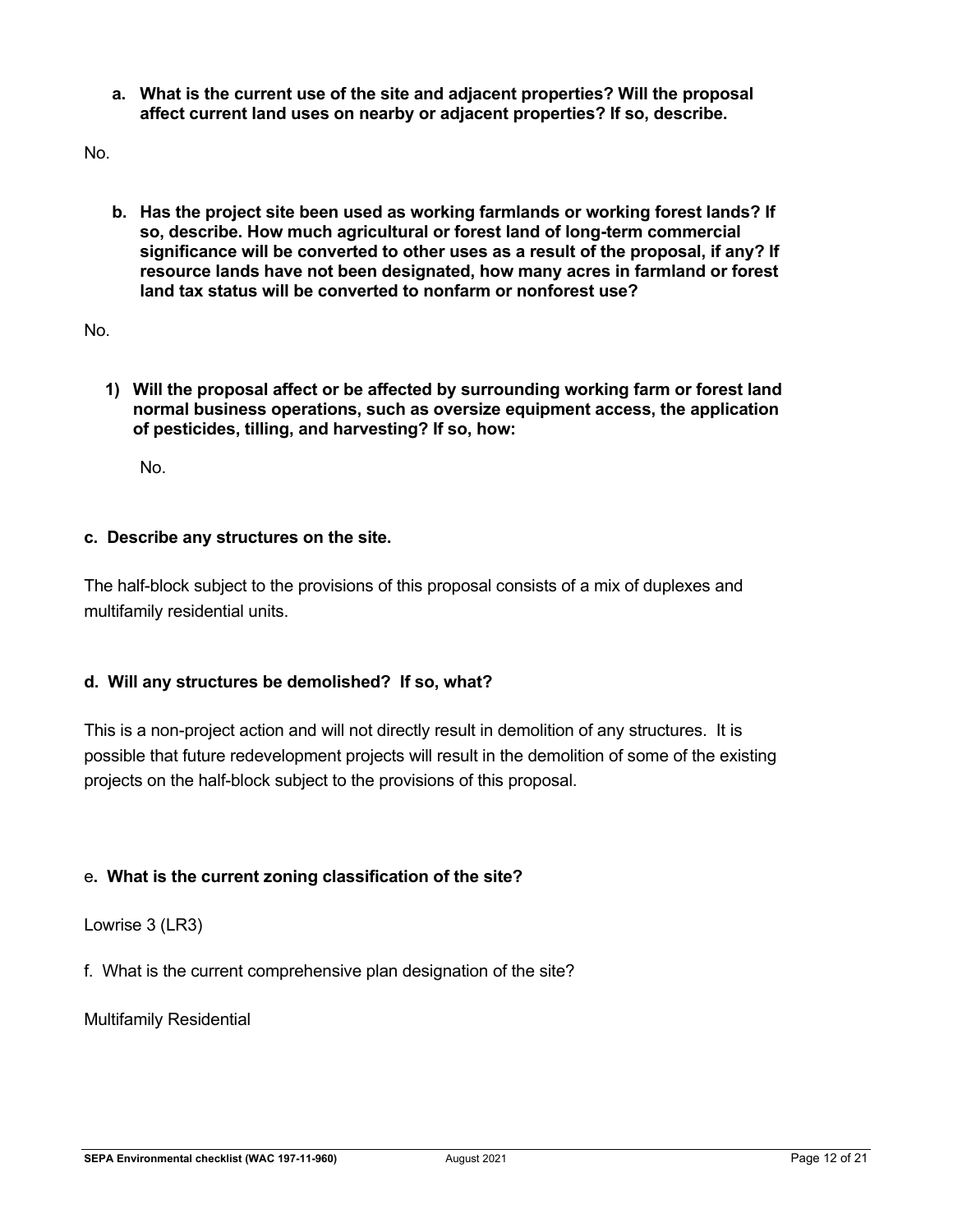**a. What is the current use of the site and adjacent properties? Will the proposal affect current land uses on nearby or adjacent properties? If so, describe.**

No.

**b. Has the project site been used as working farmlands or working forest lands? If so, describe. How much agricultural or forest land of long-term commercial significance will be converted to other uses as a result of the proposal, if any? If resource lands have not been designated, how many acres in farmland or forest land tax status will be converted to nonfarm or nonforest use?**

No.

**1) Will the proposal affect or be affected by surrounding working farm or forest land normal business operations, such as oversize equipment access, the application of pesticides, tilling, and harvesting? If so, how:**

No.

**c. Describe any structures on the site.**

The half-block subject to the provisions of this proposal consists of a mix of duplexes and multifamily residential units.

**d. Will any structures be demolished? If so, what?**

This is a non-project action and will not directly result in demolition of any structures. It is possible that future redevelopment projects will result in the demolition of some of the existing projects on the half-block subject to the provisions of this proposal.

e**. What is the current zoning classification of the site?**

Lowrise 3 (LR3)

f. What is the current comprehensive plan designation of the site?

Multifamily Residential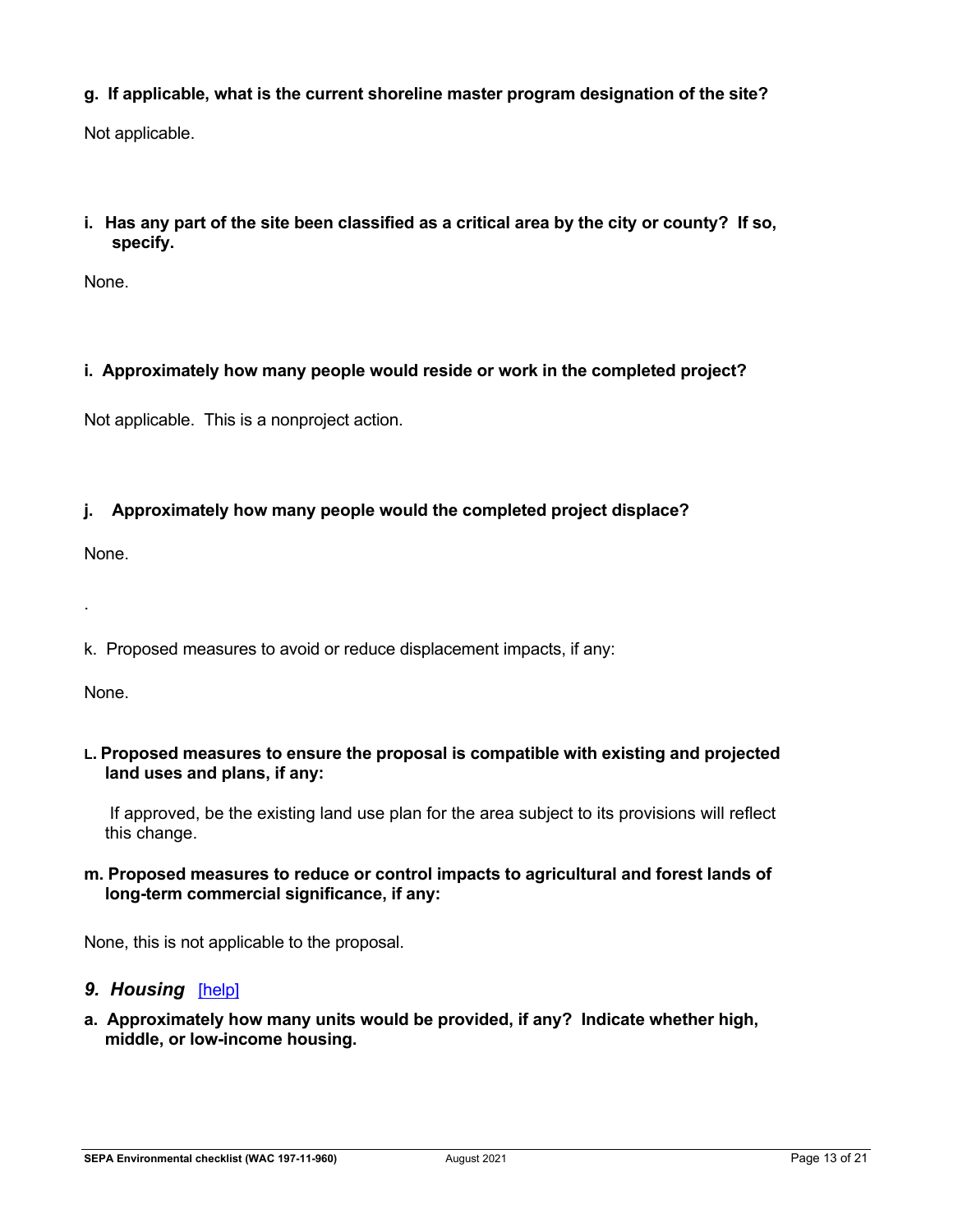**g. If applicable, what is the current shoreline master program designation of the site?**

Not applicable.

**i. Has any part of the site been classified as a critical area by the city or county? If so, specify.**

None.

**i. Approximately how many people would reside or work in the completed project?**

Not applicable. This is a nonproject action.

**j. Approximately how many people would the completed project displace?**

None.

.

k. Proposed measures to avoid or reduce displacement impacts, if any:

None.

**L. Proposed measures to ensure the proposal is compatible with existing and projected land uses and plans, if any:**

If approved, be the existing land use plan for the area subject to its provisions will reflect this change.

**m. Proposed measures to reduce or control impacts to agricultural and forest lands of long-term commercial significance, if any:**

None, this is not applicable to the proposal.

## *9. Housing* [help]

**a. Approximately how many units would be provided, if any? Indicate whether high, middle, or low-income housing.**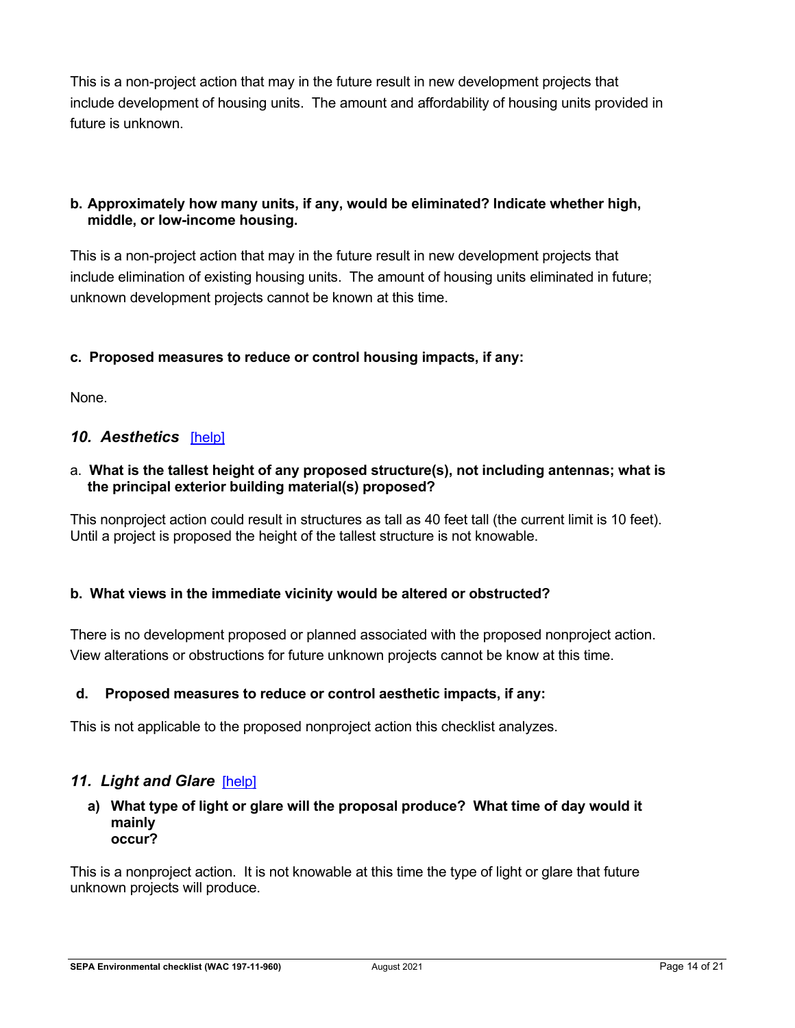This is a non-project action that may in the future result in new development projects that include development of housing units. The amount and affordability of housing units provided in future is unknown.

**b. Approximately how many units, if any, would be eliminated? Indicate whether high, middle, or low-income housing.**

This is a non-project action that may in the future result in new development projects that include elimination of existing housing units. The amount of housing units eliminated in future; unknown development projects cannot be known at this time.

**c. Proposed measures to reduce or control housing impacts, if any:**

None.

## *10. Aesthetics* [help]

a. **What is the tallest height of any proposed structure(s), not including antennas; what is the principal exterior building material(s) proposed?**

This nonproject action could result in structures as tall as 40 feet tall (the current limit is 10 feet). Until a project is proposed the height of the tallest structure is not knowable.

**b. What views in the immediate vicinity would be altered or obstructed?**

There is no development proposed or planned associated with the proposed nonproject action. View alterations or obstructions for future unknown projects cannot be know at this time.

**d. Proposed measures to reduce or control aesthetic impacts, if any:**

This is not applicable to the proposed nonproject action this checklist analyzes.

## *11. Light and Glare* [help]

**a) What type of light or glare will the proposal produce? What time of day would it mainly occur?**

This is a nonproject action. It is not knowable at this time the type of light or glare that future unknown projects will produce.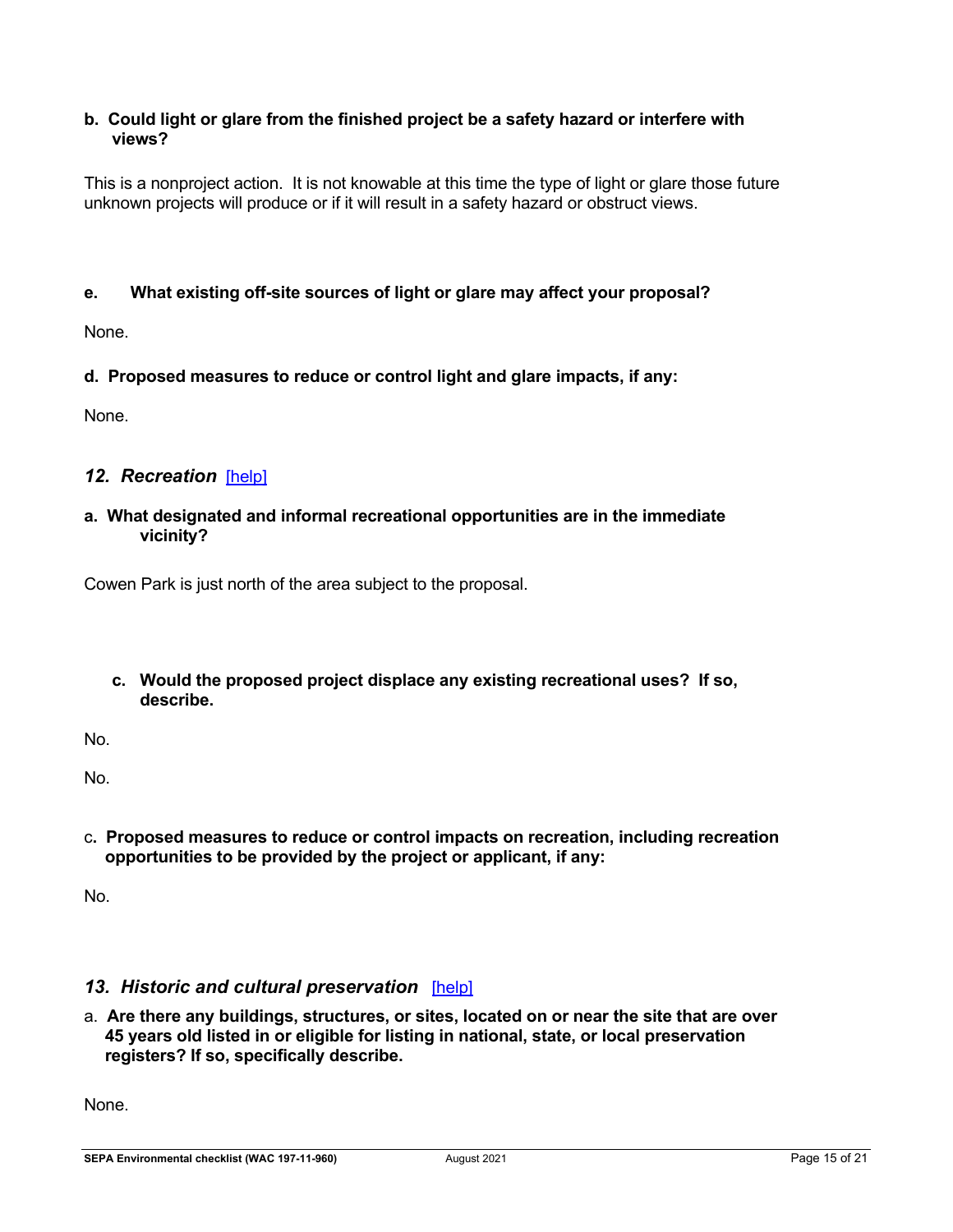**b. Could light or glare from the finished project be a safety hazard or interfere with views?**

This is a nonproject action. It is not knowable at this time the type of light or glare those future unknown projects will produce or if it will result in a safety hazard or obstruct views.

**e. What existing off-site sources of light or glare may affect your proposal?**

None.

**d. Proposed measures to reduce or control light and glare impacts, if any:**

None.

## *12. Recreation* [help]

**a. What designated and informal recreational opportunities are in the immediate vicinity?**

Cowen Park is just north of the area subject to the proposal.

**c. Would the proposed project displace any existing recreational uses? If so, describe.**

No.

No.

c**. Proposed measures to reduce or control impacts on recreation, including recreation opportunities to be provided by the project or applicant, if any:**

No.

## *13. Historic and cultural preservation* [help]

a. **Are there any buildings, structures, or sites, located on or near the site that are over 45 years old listed in or eligible for listing in national, state, or local preservation registers? If so, specifically describe.**

None.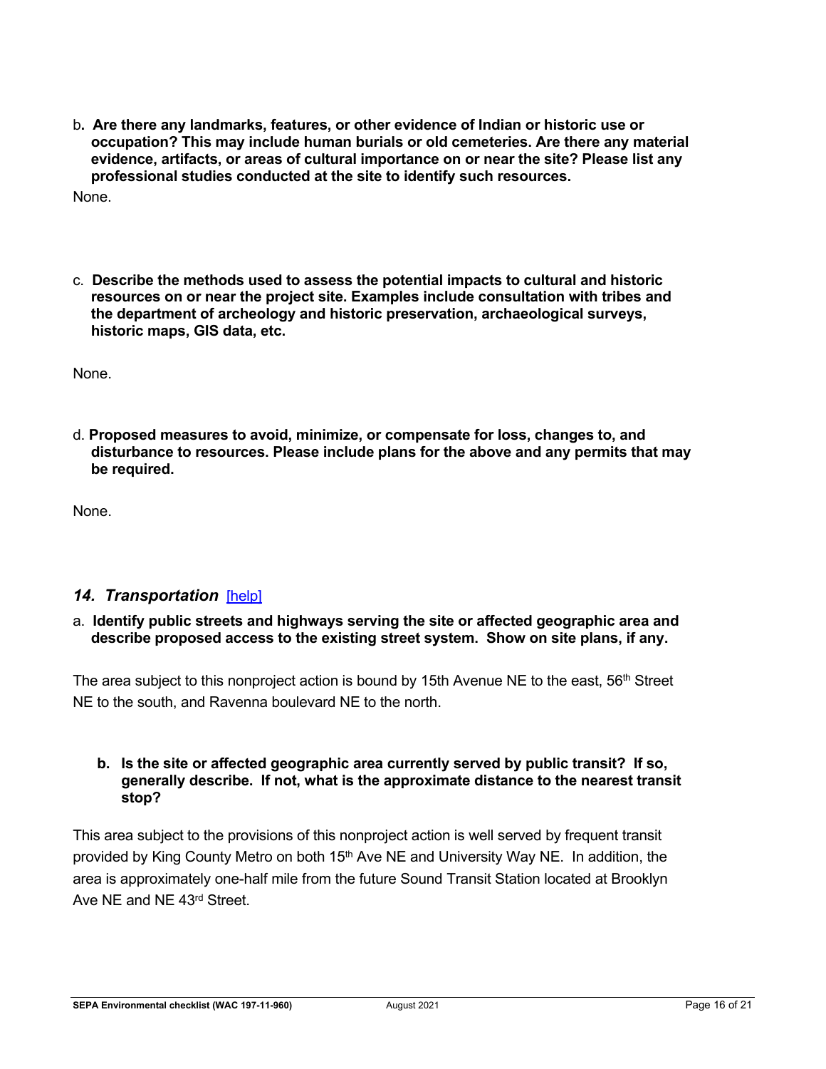b. **Are there any landmarks, features, or other evidence of Indian or historic use or occupation? This may include human burials or old cemeteries. Are there any material evidence, artifacts, or areas of cultural importance on or near the site? Please list any professional studies conducted at the site to identify such resources.**

None.

c. **Describe the methods used to assess the potential impacts to cultural and historic resources on or near the project site. Examples include consultation with tribes and the department of archeology and historic preservation, archaeological surveys, historic maps, GIS data, etc.**

None.

d. **Proposed measures to avoid, minimize, or compensate for loss, changes to, and disturbance to resources. Please include plans for the above and any permits that may be required.**

None.

## *14. Transportation* [help]

a. **Identify public streets and highways serving the site or affected geographic area and describe proposed access to the existing street system. Show on site plans, if any.**

The area subject to this nonproject action is bound by 15th Avenue NE to the east, 56th Street NE to the south, and Ravenna boulevard NE to the north.

**b. Is the site or affected geographic area currently served by public transit? If so, generally describe. If not, what is the approximate distance to the nearest transit stop?**

This area subject to the provisions of this nonproject action is well served by frequent transit provided by King County Metro on both 15th Ave NE and University Way NE. In addition, the area is approximately one-half mile from the future Sound Transit Station located at Brooklyn Ave NE and NE 43rd Street.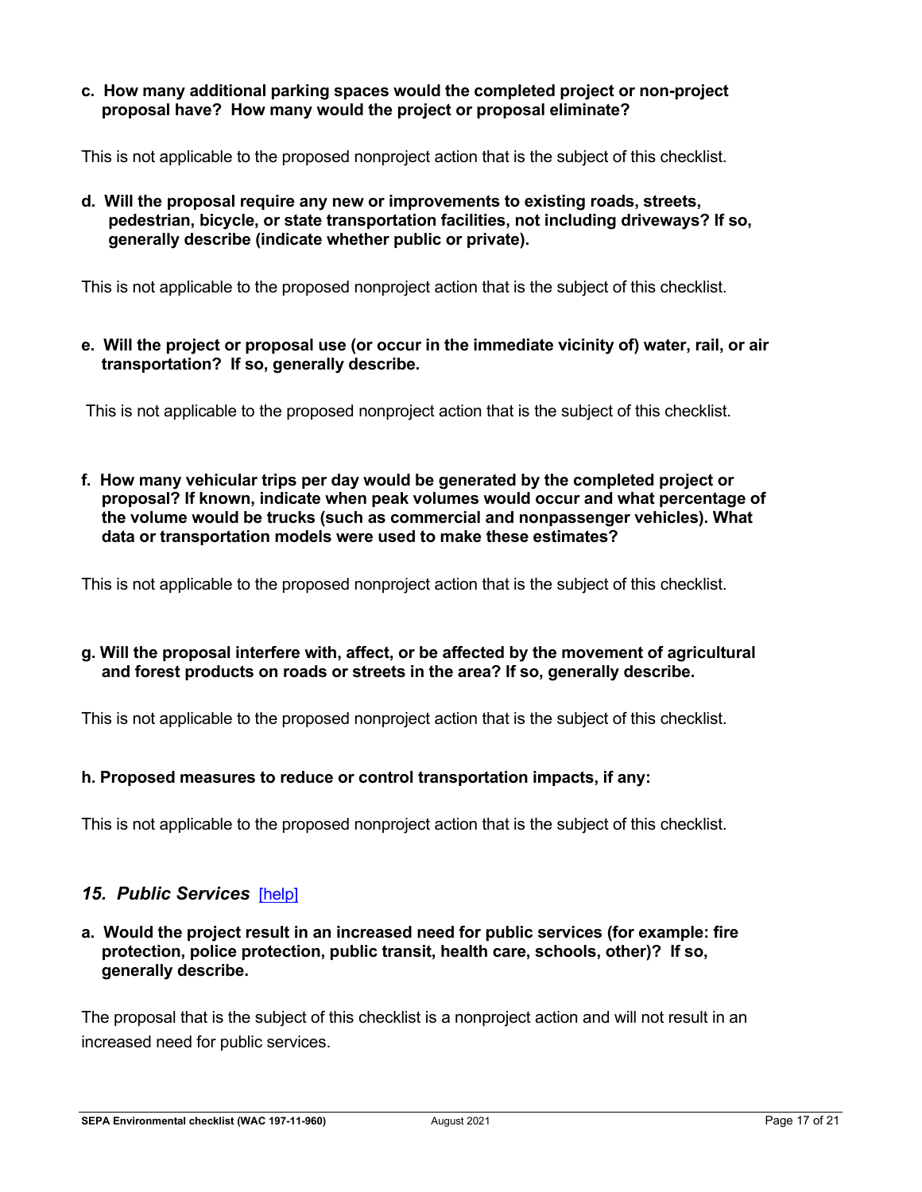**c. How many additional parking spaces would the completed project or non-project proposal have? How many would the project or proposal eliminate?**

This is not applicable to the proposed nonproject action that is the subject of this checklist.

**d. Will the proposal require any new or improvements to existing roads, streets, pedestrian, bicycle, or state transportation facilities, not including driveways? If so, generally describe (indicate whether public or private).**

This is not applicable to the proposed nonproject action that is the subject of this checklist.

**e. Will the project or proposal use (or occur in the immediate vicinity of) water, rail, or air transportation? If so, generally describe.**

This is not applicable to the proposed nonproject action that is the subject of this checklist.

**f. How many vehicular trips per day would be generated by the completed project or proposal? If known, indicate when peak volumes would occur and what percentage of the volume would be trucks (such as commercial and nonpassenger vehicles). What data or transportation models were used to make these estimates?**

This is not applicable to the proposed nonproject action that is the subject of this checklist.

**g. Will the proposal interfere with, affect, or be affected by the movement of agricultural and forest products on roads or streets in the area? If so, generally describe.**

This is not applicable to the proposed nonproject action that is the subject of this checklist.

**h. Proposed measures to reduce or control transportation impacts, if any:**

This is not applicable to the proposed nonproject action that is the subject of this checklist.

## *15. Public Services* [help]

**a. Would the project result in an increased need for public services (for example: fire protection, police protection, public transit, health care, schools, other)? If so, generally describe.**

The proposal that is the subject of this checklist is a nonproject action and will not result in an increased need for public services.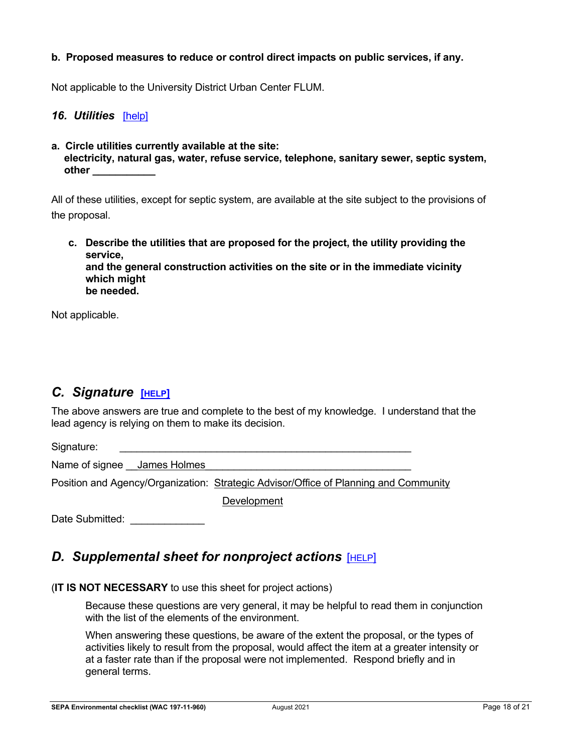**b. Proposed measures to reduce or control direct impacts on public services, if any.**

Not applicable to the University District Urban Center FLUM.

### *16. Utilities* [help]

**a. Circle utilities currently available at the site:**
**electricity, natural gas, water, refuse service, telephone, sanitary sewer, septic system, other ___________**

All of these utilities, except for septic system, are available at the site subject to the provisions of the proposal.

**c. Describe the utilities that are proposed for the project, the utility providing the service, and the general construction activities on the site or in the immediate vicinity which might be needed.**

Not applicable.

## *C. Signature* [HELP]

The above answers are true and complete to the best of my knowledge. I understand that the lead agency is relying on them to make its decision.

Signature: ____________________________________________________

Name of signee __James Holmes____________________________________

Position and Agency/Organization: Strategic Advisor/Office of Planning and Community Development

Date Submitted: _____________

## *D. Supplemental sheet for nonproject actions* [HELP]

(**IT IS NOT NECESSARY** to use this sheet for project actions)

Because these questions are very general, it may be helpful to read them in conjunction with the list of the elements of the environment.

When answering these questions, be aware of the extent the proposal, or the types of activities likely to result from the proposal, would affect the item at a greater intensity or at a faster rate than if the proposal were not implemented. Respond briefly and in general terms.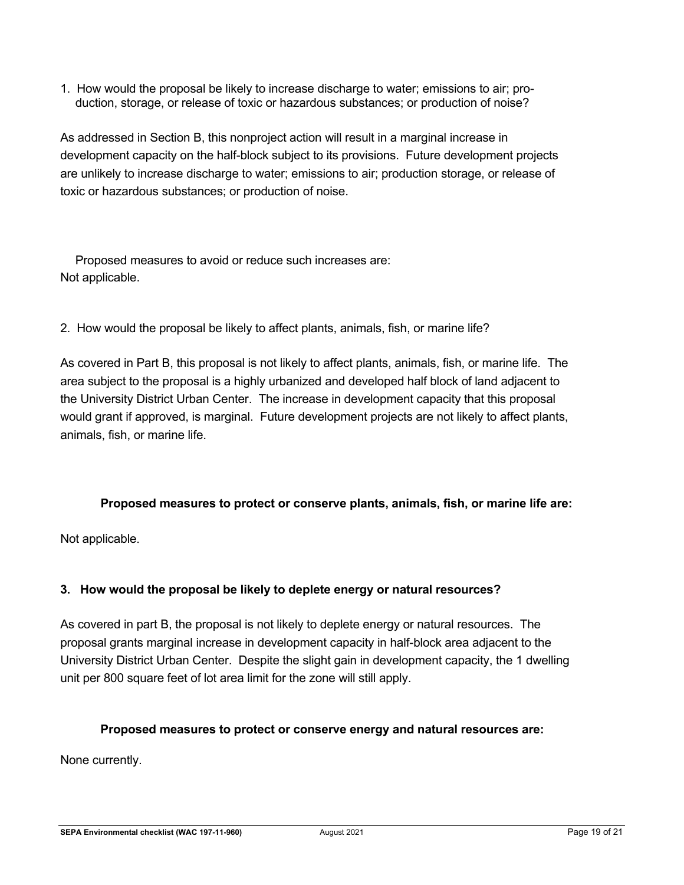1. How would the proposal be likely to increase discharge to water; emissions to air; production, storage, or release of toxic or hazardous substances; or production of noise?

As addressed in Section B, this nonproject action will result in a marginal increase in development capacity on the half-block subject to its provisions. Future development projects are unlikely to increase discharge to water; emissions to air; production storage, or release of toxic or hazardous substances; or production of noise.

Proposed measures to avoid or reduce such increases are:
Not applicable.

2. How would the proposal be likely to affect plants, animals, fish, or marine life?

As covered in Part B, this proposal is not likely to affect plants, animals, fish, or marine life. The area subject to the proposal is a highly urbanized and developed half block of land adjacent to the University District Urban Center. The increase in development capacity that this proposal would grant if approved, is marginal. Future development projects are not likely to affect plants, animals, fish, or marine life.

**Proposed measures to protect or conserve plants, animals, fish, or marine life are:**

Not applicable.

**3. How would the proposal be likely to deplete energy or natural resources?**

As covered in part B, the proposal is not likely to deplete energy or natural resources. The proposal grants marginal increase in development capacity in half-block area adjacent to the University District Urban Center. Despite the slight gain in development capacity, the 1 dwelling unit per 800 square feet of lot area limit for the zone will still apply.

**Proposed measures to protect or conserve energy and natural resources are:**

None currently.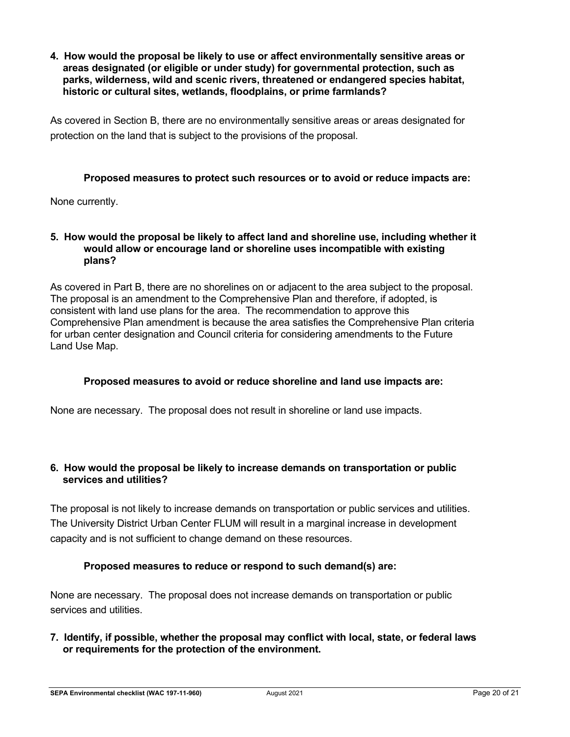**4. How would the proposal be likely to use or affect environmentally sensitive areas or areas designated (or eligible or under study) for governmental protection, such as parks, wilderness, wild and scenic rivers, threatened or endangered species habitat, historic or cultural sites, wetlands, floodplains, or prime farmlands?**

As covered in Section B, there are no environmentally sensitive areas or areas designated for protection on the land that is subject to the provisions of the proposal.

**Proposed measures to protect such resources or to avoid or reduce impacts are:**

None currently.

**5. How would the proposal be likely to affect land and shoreline use, including whether it would allow or encourage land or shoreline uses incompatible with existing plans?**

As covered in Part B, there are no shorelines on or adjacent to the area subject to the proposal. The proposal is an amendment to the Comprehensive Plan and therefore, if adopted, is consistent with land use plans for the area. The recommendation to approve this Comprehensive Plan amendment is because the area satisfies the Comprehensive Plan criteria for urban center designation and Council criteria for considering amendments to the Future Land Use Map.

**Proposed measures to avoid or reduce shoreline and land use impacts are:**

None are necessary. The proposal does not result in shoreline or land use impacts.

**6. How would the proposal be likely to increase demands on transportation or public services and utilities?**

The proposal is not likely to increase demands on transportation or public services and utilities. The University District Urban Center FLUM will result in a marginal increase in development capacity and is not sufficient to change demand on these resources.

**Proposed measures to reduce or respond to such demand(s) are:**

None are necessary. The proposal does not increase demands on transportation or public services and utilities.

**7. Identify, if possible, whether the proposal may conflict with local, state, or federal laws or requirements for the protection of the environment.**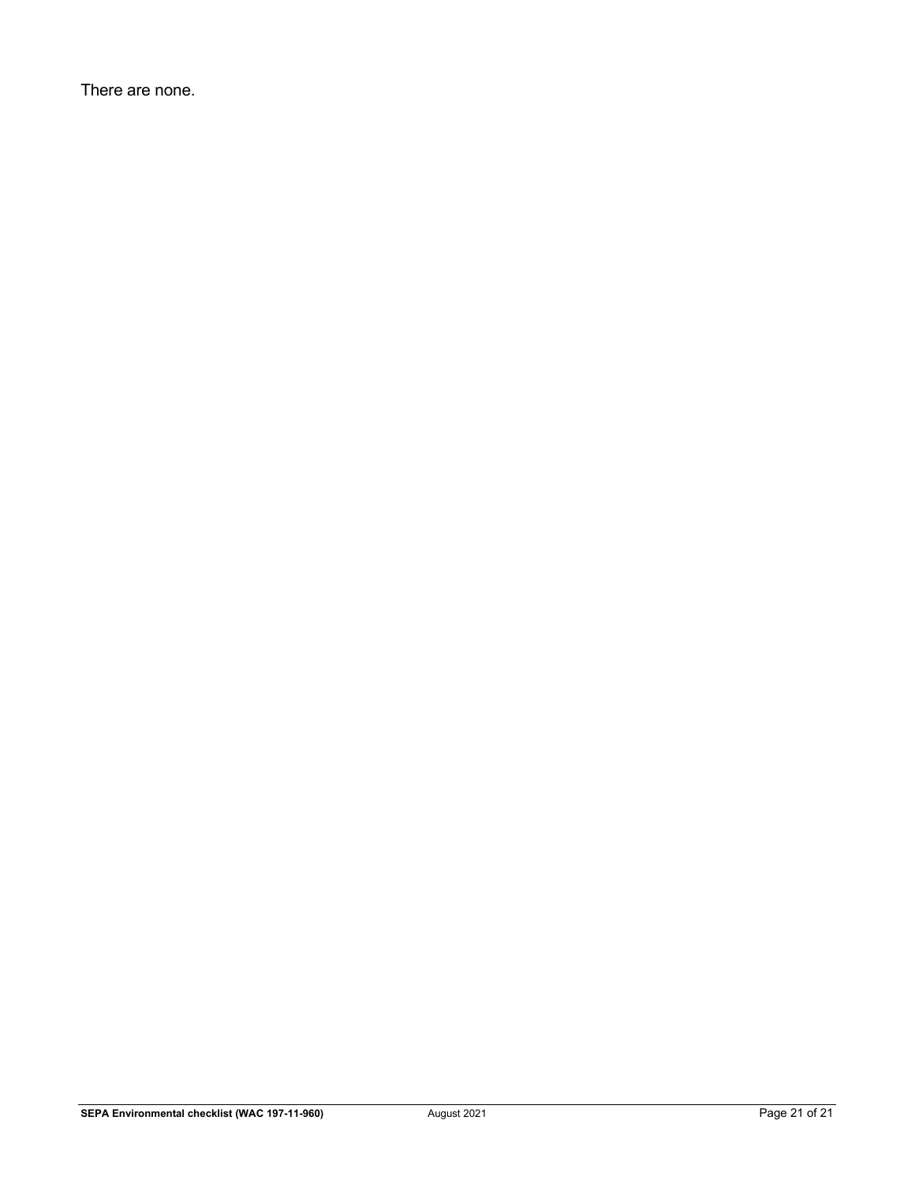There are none.